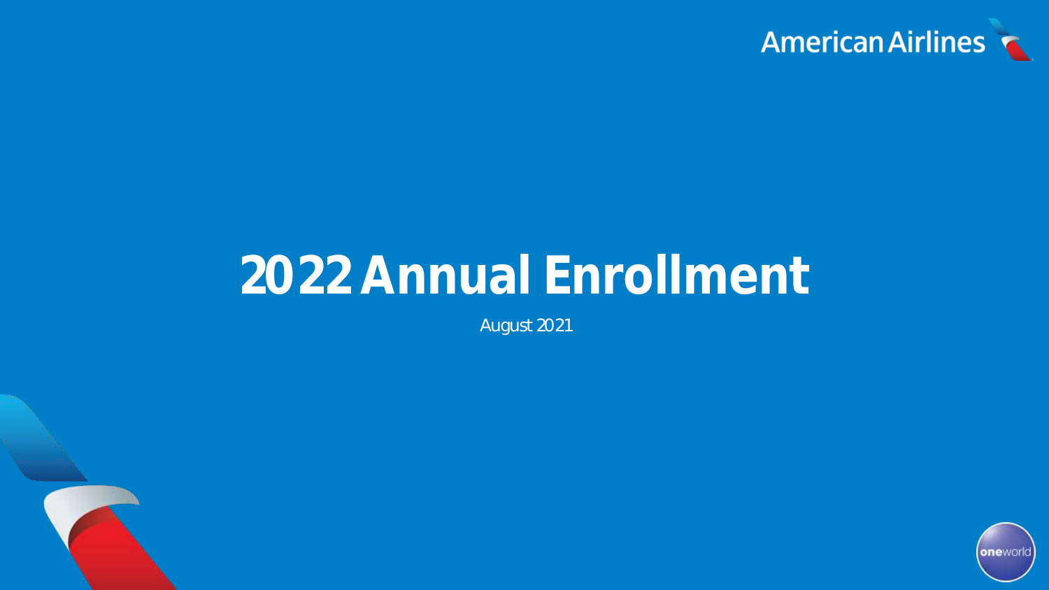American Airlines

# 2022 Annual Enrollment

August 2021

oneworld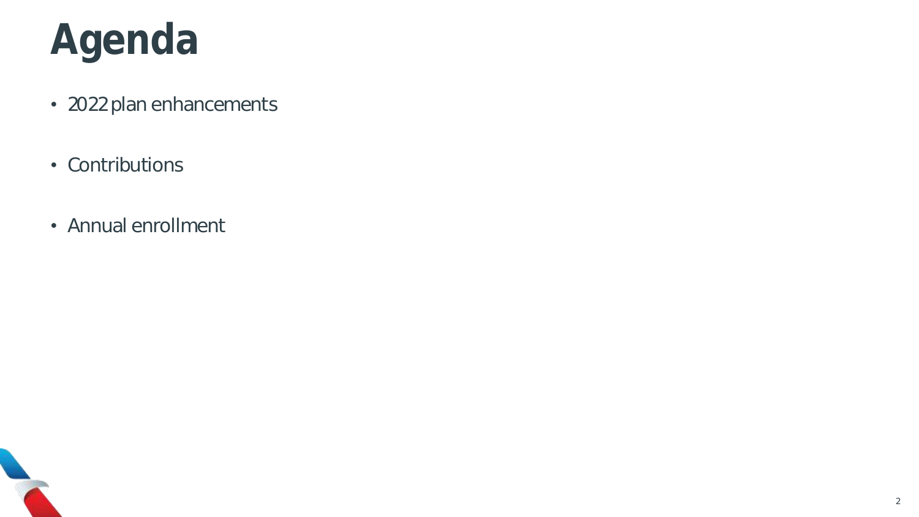# Agenda

- 2022 plan enhancements
- Contributions
- Annual enrollment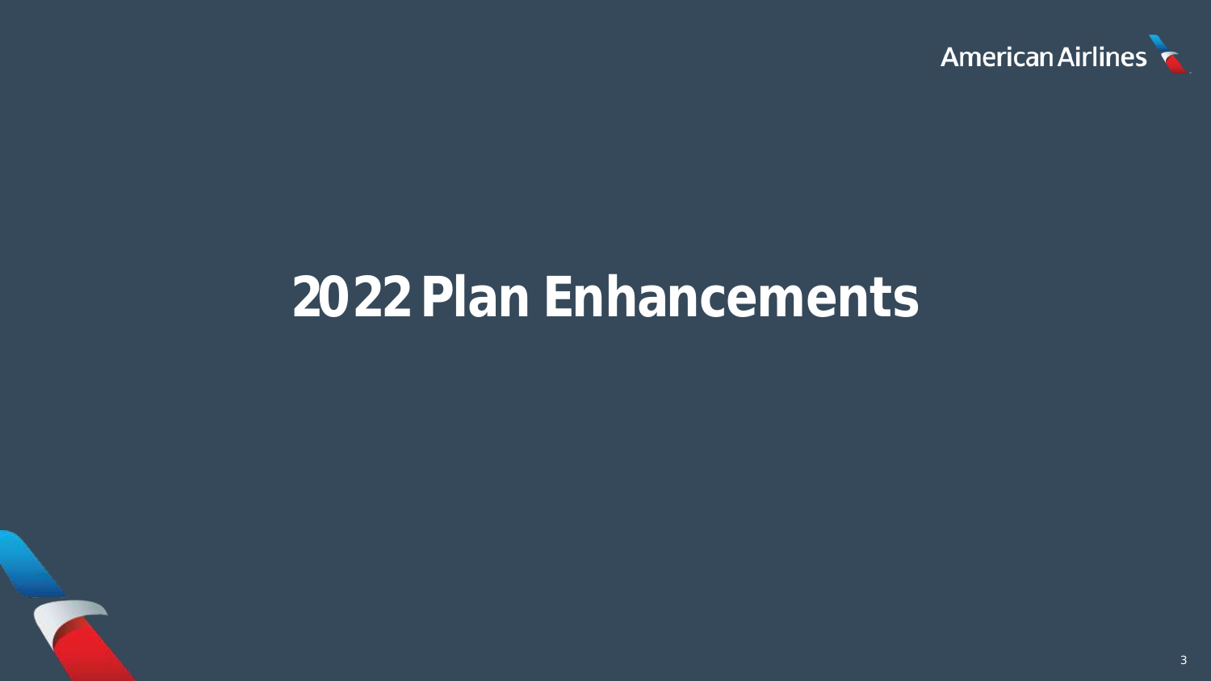# 2022 Plan Enhancements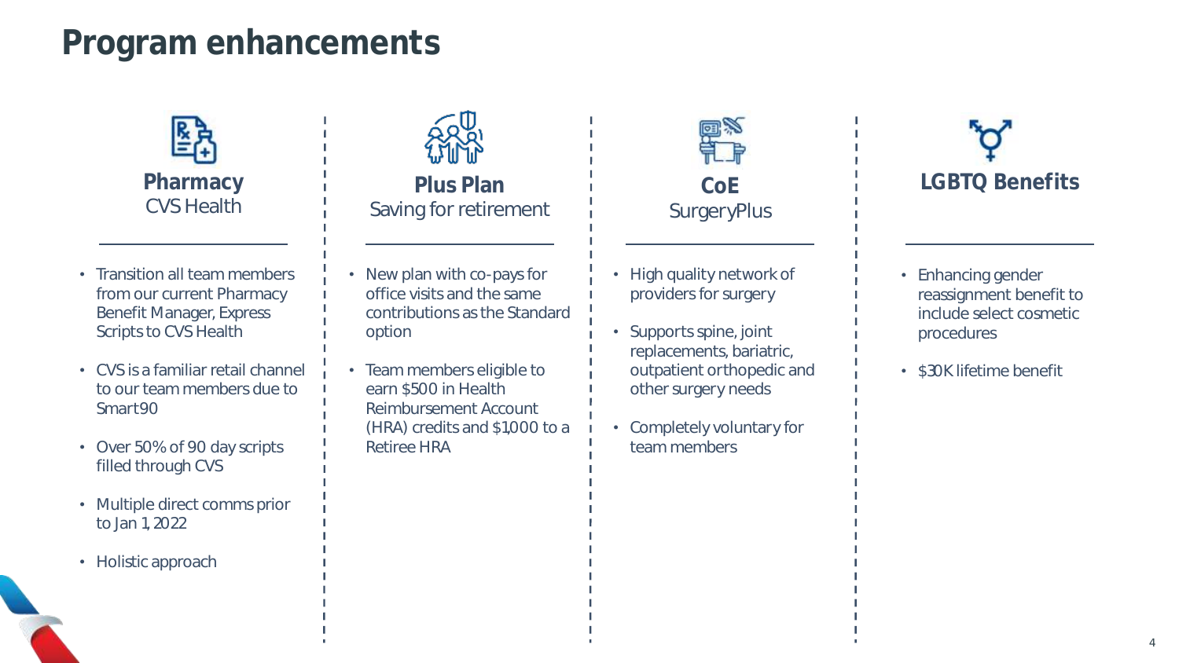# Program enhancements

## Pharmacy
CVS Health

- Transition all team members from our current Pharmacy Benefit Manager, Express Scripts to CVS Health
- CVS is a familiar retail channel to our team members due to Smart90
- Over 50% of 90 day scripts filled through CVS
- Multiple direct comms prior to Jan 1, 2022
- Holistic approach

## Plus Plan
Saving for retirement

- New plan with co-pays for office visits and the same contributions as the Standard option
- Team members eligible to earn $500 in Health Reimbursement Account (HRA) credits and $1,000 to a Retiree HRA

## CoE
SurgeryPlus

- High quality network of providers for surgery
- Supports spine, joint replacements, bariatric, outpatient orthopedic and other surgery needs
- Completely voluntary for team members

## LGBTQ Benefits

- Enhancing gender reassignment benefit to include select cosmetic procedures
- $30K lifetime benefit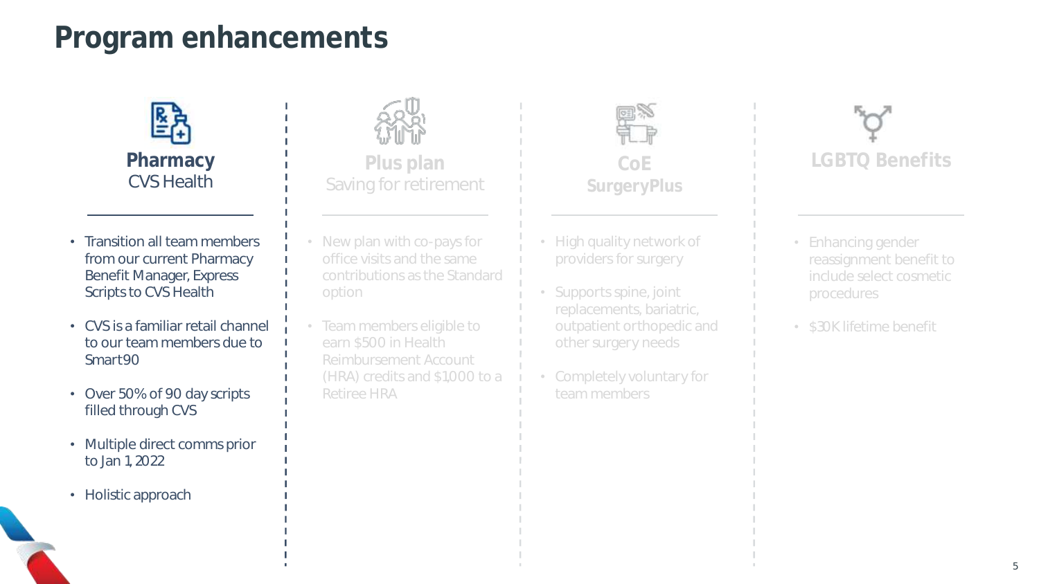# Program enhancements

### Pharmacy
CVS Health

- Transition all team members from our current Pharmacy Benefit Manager, Express Scripts to CVS Health
- CVS is a familiar retail channel to our team members due to Smart90
- Over 50% of 90 day scripts filled through CVS
- Multiple direct comms prior to Jan 1, 2022
- Holistic approach

### Plus plan
Saving for retirement

- New plan with co-pays for office visits and the same contributions as the Standard option
- Team members eligible to earn $500 in Health Reimbursement Account (HRA) credits and $1,000 to a Retiree HRA

### CoE
**SurgeryPlus**

- High quality network of providers for surgery
- Supports spine, joint replacements, bariatric, outpatient orthopedic and other surgery needs
- Completely voluntary for team members

### LGBTQ Benefits

- Enhancing gender reassignment benefit to include select cosmetic procedures
- $30K lifetime benefit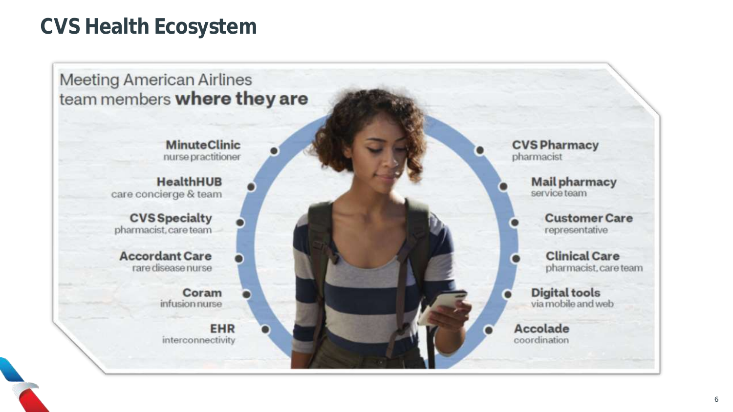# CVS Health Ecosystem

Meeting American Airlines team members **where they are**

**MinuteClinic**
nurse practitioner

**HealthHUB**
care concierge & team

**CVS Specialty**
pharmacist, care team

**Accordant Care**
rare disease nurse

**Coram**
infusion nurse

**EHR**
interconnectivity

**CVS Pharmacy**
pharmacist

**Mail pharmacy**
service team

**Customer Care**
representative

**Clinical Care**
pharmacist, care team

**Digital tools**
via mobile and web

**Accolade**
coordination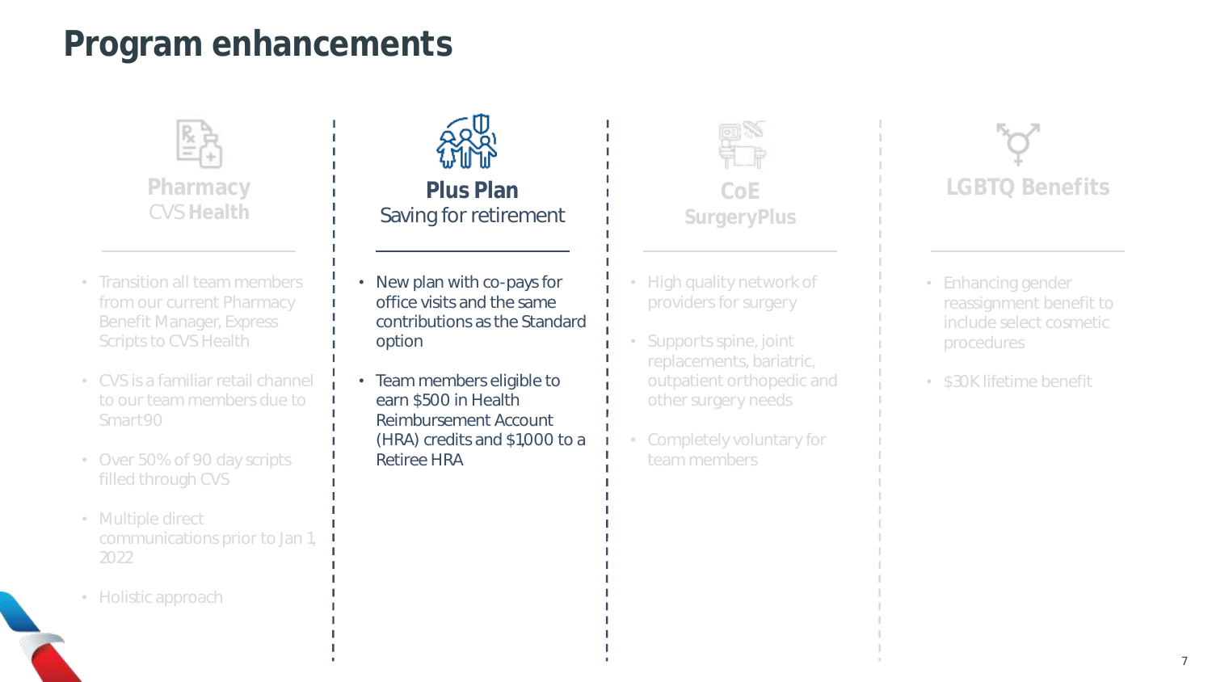# Program enhancements

## Pharmacy
CVS Health

- Transition all team members from our current Pharmacy Benefit Manager, Express Scripts to CVS Health
- CVS is a familiar retail channel to our team members due to Smart90
- Over 50% of 90 day scripts filled through CVS
- Multiple direct communications prior to Jan 1, 2022
- Holistic approach

## Plus Plan
Saving for retirement

- New plan with co-pays for office visits and the same contributions as the Standard option
- Team members eligible to earn $500 in Health Reimbursement Account (HRA) credits and $1,000 to a Retiree HRA

## CoE
SurgeryPlus

- High quality network of providers for surgery
- Supports spine, joint replacements, bariatric, outpatient orthopedic and other surgery needs
- Completely voluntary for team members

## LGBTQ Benefits

- Enhancing gender reassignment benefit to include select cosmetic procedures
- $30K lifetime benefit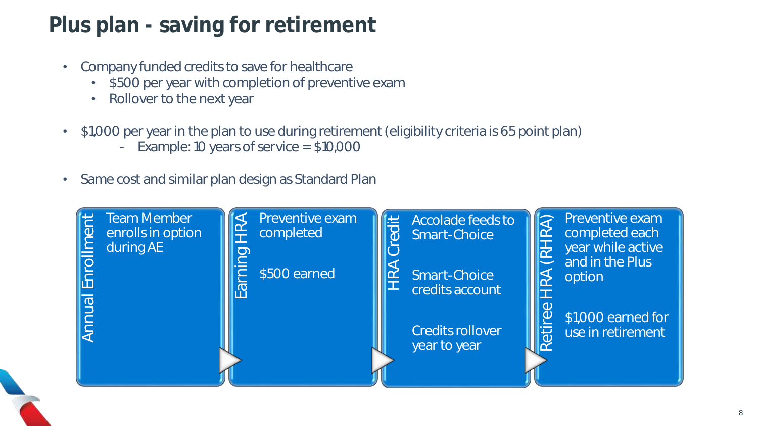# Plus plan - saving for retirement

- Company funded credits to save for healthcare
  - $500 per year with completion of preventive exam
  - Rollover to the next year
- $1,000 per year in the plan to use during retirement (eligibility criteria is 65 point plan)
  - Example: 10 years of service = $10,000
- Same cost and similar plan design as Standard Plan

**Annual Enrollment**

Team Member enrolls in option during AE

**Earning HRA**

Preventive exam completed

$500 earned

**HRA Credit**

Accolade feeds to Smart-Choice

Smart-Choice credits account

Credits rollover year to year

**Retiree HRA (RHRA)**

Preventive exam completed each year while active and in the Plus option

$1,000 earned for use in retirement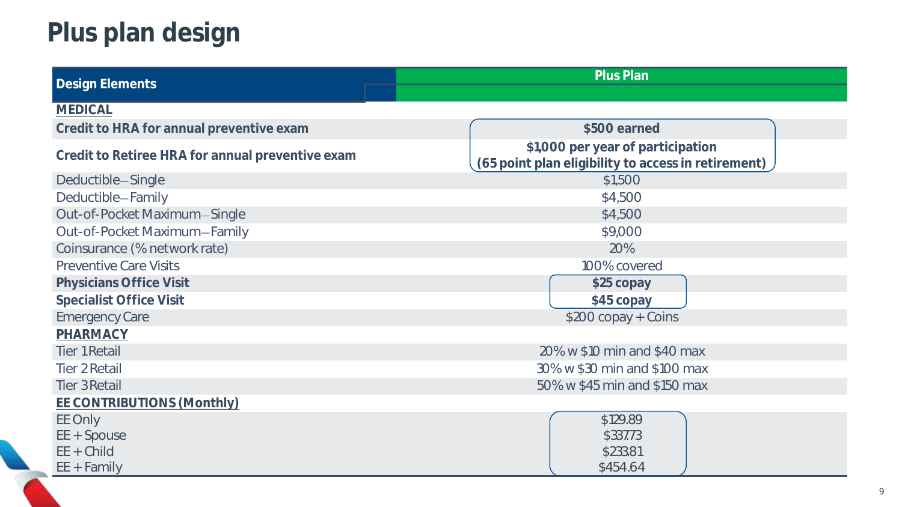# Plus plan design

| Design Elements | Plus Plan |
|---|---|
| **MEDICAL** | |
| **Credit to HRA for annual preventive exam** | **$500 earned** |
| **Credit to Retiree HRA for annual preventive exam** | **$1,000 per year of participation (65 point plan eligibility to access in retirement)** |
| Deductible—Single | $1,500 |
| Deductible—Family | $4,500 |
| Out-of-Pocket Maximum—Single | $4,500 |
| Out-of-Pocket Maximum—Family | $9,000 |
| Coinsurance (% network rate) | 20% |
| Preventive Care Visits | 100% covered |
| **Physicians Office Visit** | **$25 copay** |
| **Specialist Office Visit** | **$45 copay** |
| Emergency Care | $200 copay + Coins |
| **PHARMACY** | |
| Tier 1 Retail | 20% w $10 min and $40 max |
| Tier 2 Retail | 30% w $30 min and $100 max |
| Tier 3 Retail | 50% w $45 min and $150 max |
| **EE CONTRIBUTIONS (Monthly)** | |
| EE Only | $129.89 |
| EE + Spouse | $337.73 |
| EE + Child | $233.81 |
| EE + Family | $454.64 |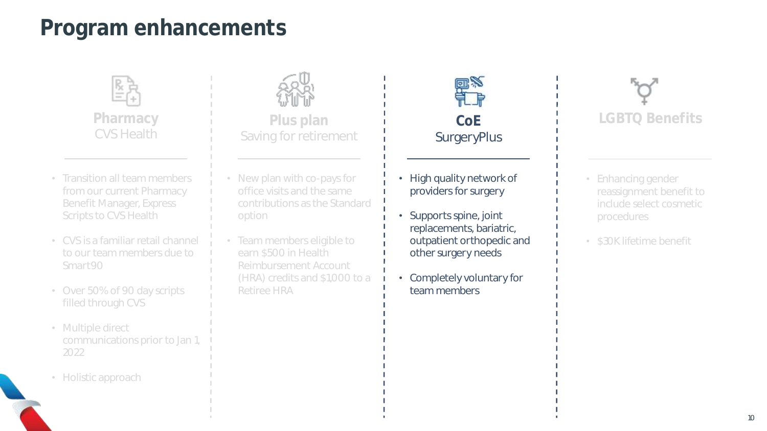# Program enhancements

## Pharmacy
CVS Health

- Transition all team members from our current Pharmacy Benefit Manager, Express Scripts to CVS Health
- CVS is a familiar retail channel to our team members due to Smart90
- Over 50% of 90 day scripts filled through CVS
- Multiple direct communications prior to Jan 1, 2022
- Holistic approach

## Plus plan
Saving for retirement

- New plan with co-pays for office visits and the same contributions as the Standard option
- Team members eligible to earn $500 in Health Reimbursement Account (HRA) credits and $1,000 to a Retiree HRA

## CoE
SurgeryPlus

- High quality network of providers for surgery
- Supports spine, joint replacements, bariatric, outpatient orthopedic and other surgery needs
- Completely voluntary for team members

## LGBTQ Benefits

- Enhancing gender reassignment benefit to include select cosmetic procedures
- $30K lifetime benefit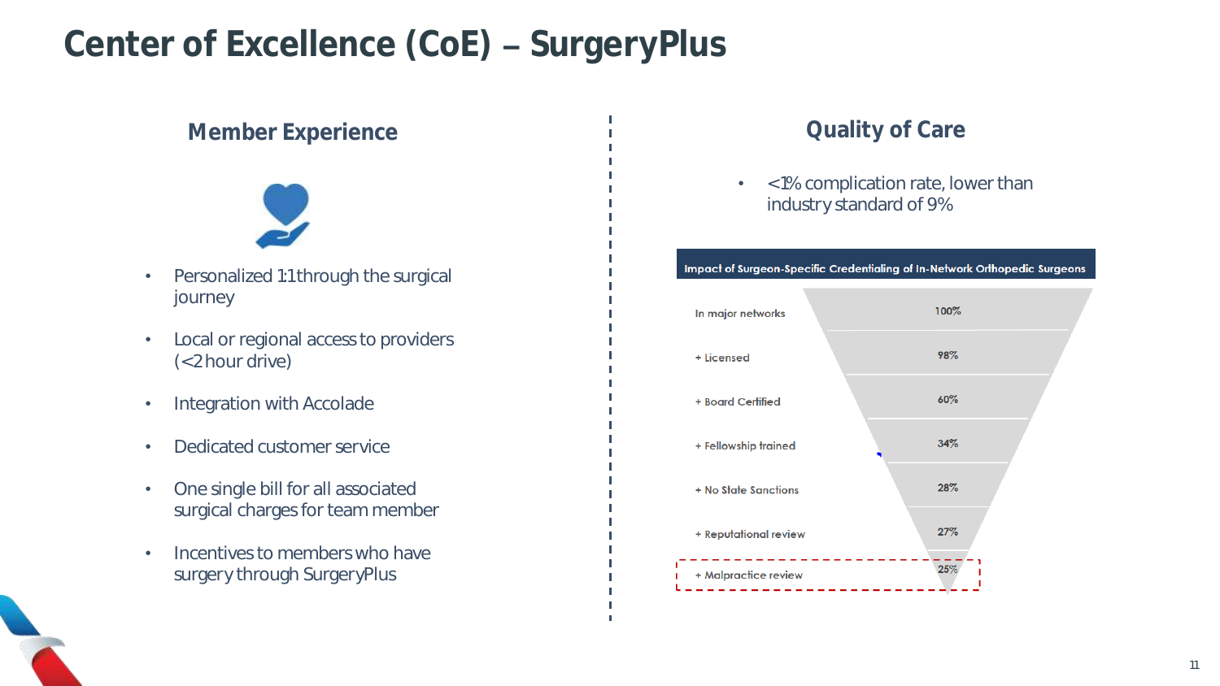# Center of Excellence (CoE) – SurgeryPlus

## Member Experience

- Personalized 1:1 through the surgical journey
- Local or regional access to providers (<2 hour drive)
- Integration with Accolade
- Dedicated customer service
- One single bill for all associated surgical charges for team member
- Incentives to members who have surgery through SurgeryPlus

## Quality of Care

- <1% complication rate, lower than industry standard of 9%

Impact of Surgeon-Specific Credentialing of In-Network Orthopedic Surgeons

In major networks
100%

+ Licensed
98%

+ Board Certified
60%

+ Fellowship trained
34%

+ No State Sanctions
28%

+ Reputational review
27%

+ Malpractice review
25%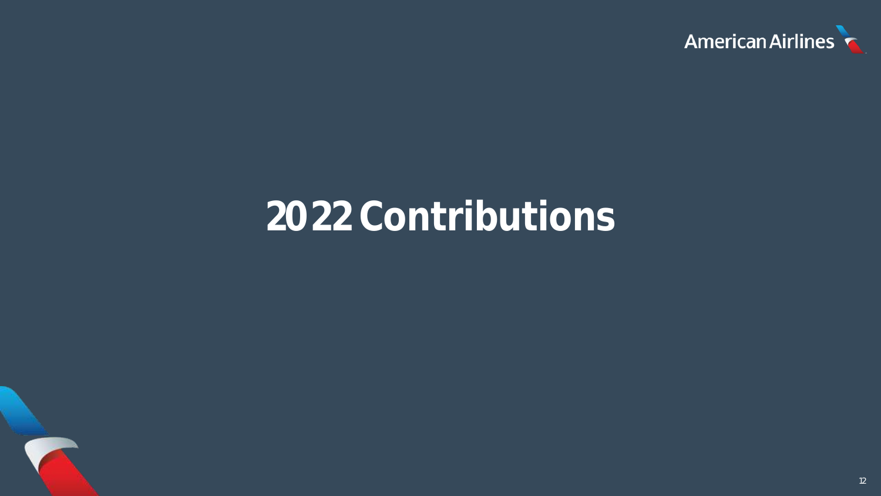# 2022 Contributions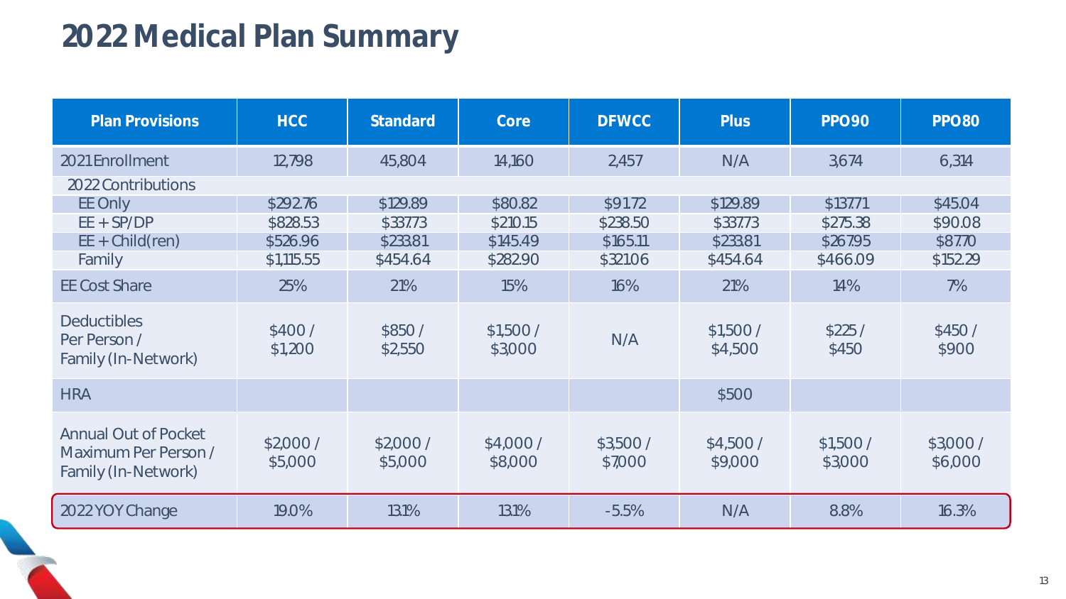# 2022 Medical Plan Summary

| Plan Provisions | HCC | Standard | Core | DFWCC | Plus | PPO90 | PPO80 |
|---|---|---|---|---|---|---|---|
| 2021 Enrollment | 12,798 | 45,804 | 14,160 | 2,457 | N/A | 3,674 | 6,314 |
| 2022 Contributions | | | | | | | |
| EE Only | $292.76 | $129.89 | $80.82 | $91.72 | $129.89 | $137.71 | $45.04 |
| EE + SP/DP | $828.53 | $337.73 | $210.15 | $238.50 | $337.73 | $275.38 | $90.08 |
| EE + Child(ren) | $526.96 | $233.81 | $145.49 | $165.11 | $233.81 | $267.95 | $87.70 |
| Family | $1,115.55 | $454.64 | $282.90 | $321.06 | $454.64 | $466.09 | $152.29 |
| EE Cost Share | 25% | 21% | 15% | 16% | 21% | 14% | 7% |
| Deductibles Per Person / Family (In-Network) | $400 / $1,200 | $850 / $2,550 | $1,500 / $3,000 | N/A | $1,500 / $4,500 | $225 / $450 | $450 / $900 |
| HRA | | | | | $500 | | |
| Annual Out of Pocket Maximum Per Person / Family (In-Network) | $2,000 / $5,000 | $2,000 / $5,000 | $4,000 / $8,000 | $3,500 / $7,000 | $4,500 / $9,000 | $1,500 / $3,000 | $3,000 / $6,000 |
| 2022 YOY Change | 19.0% | 13.1% | 13.1% | -5.5% | N/A | 8.8% | 16.3% |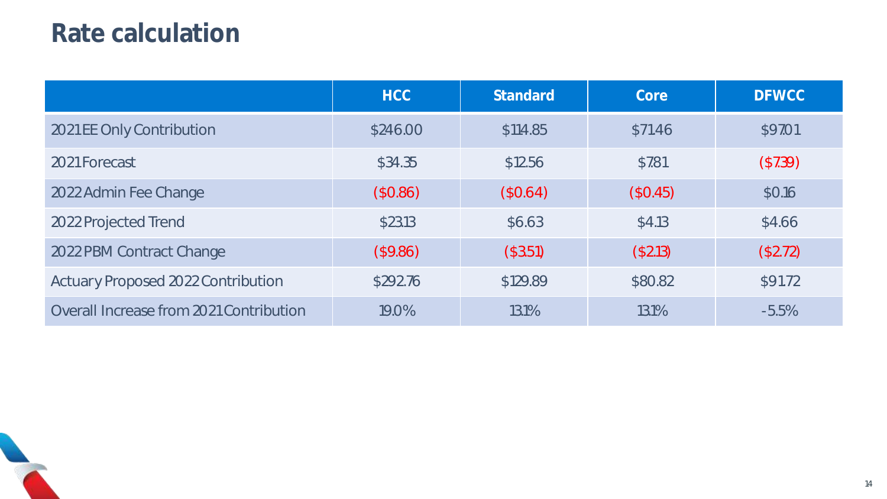# Rate calculation

| | HCC | Standard | Core | DFWCC |
|---|---|---|---|---|
| 2021 EE Only Contribution | $246.00 | $114.85 | $71.46 | $97.01 |
| 2021 Forecast | $34.35 | $12.56 | $7.81 | ($7.39) |
| 2022 Admin Fee Change | ($0.86) | ($0.64) | ($0.45) | $0.16 |
| 2022 Projected Trend | $23.13 | $6.63 | $4.13 | $4.66 |
| 2022 PBM Contract Change | ($9.86) | ($3.51) | ($2.13) | ($2.72) |
| Actuary Proposed 2022 Contribution | $292.76 | $129.89 | $80.82 | $91.72 |
| Overall Increase from 2021 Contribution | 19.0% | 13.1% | 13.1% | -5.5% |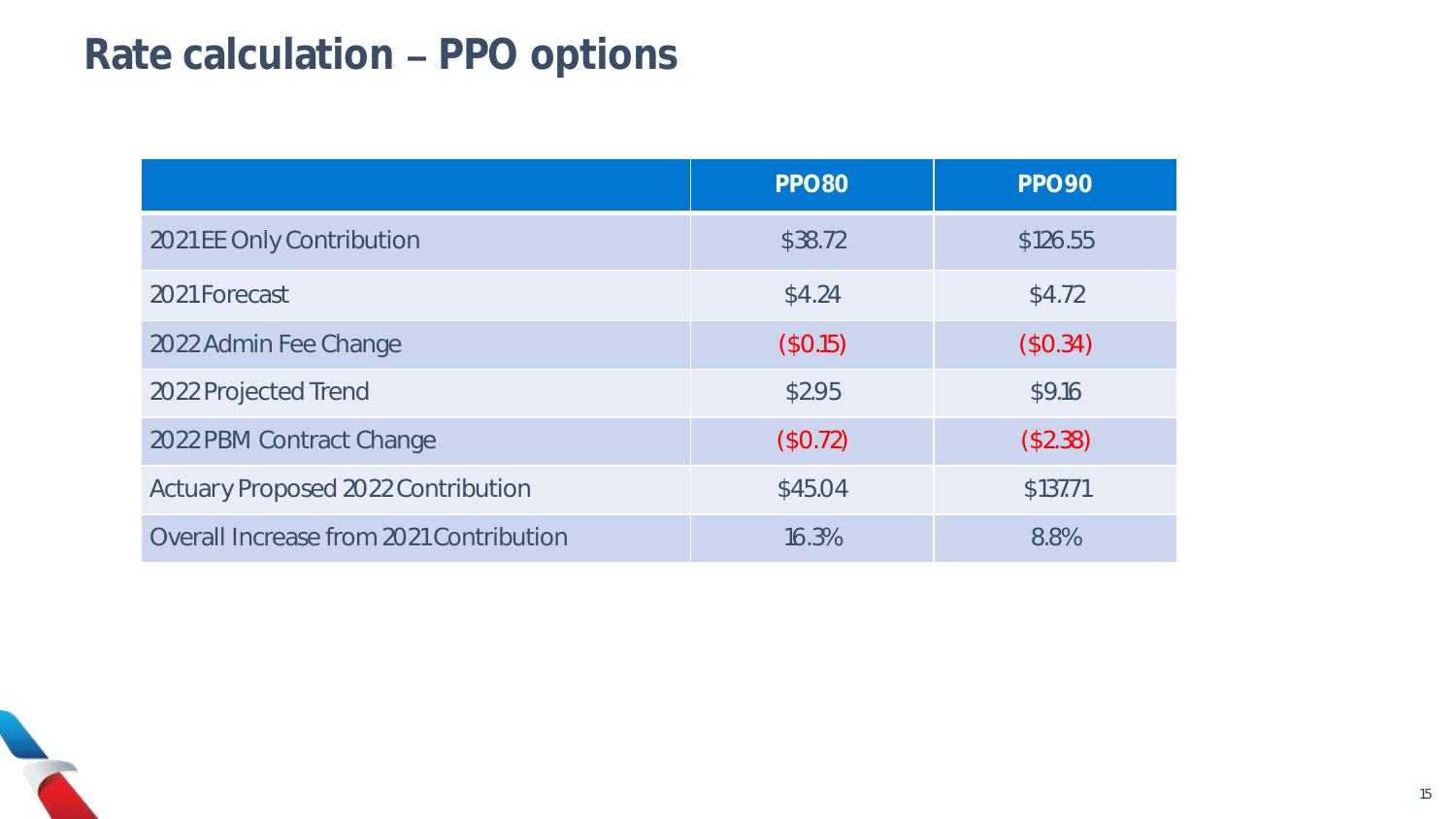# Rate calculation – PPO options

| | PPO80 | PPO90 |
|---|---|---|
| 2021 EE Only Contribution | $38.72 | $126.55 |
| 2021 Forecast | $4.24 | $4.72 |
| 2022 Admin Fee Change | ($0.15) | ($0.34) |
| 2022 Projected Trend | $2.95 | $9.16 |
| 2022 PBM Contract Change | ($0.72) | ($2.38) |
| Actuary Proposed 2022 Contribution | $45.04 | $137.71 |
| Overall Increase from 2021 Contribution | 16.3% | 8.8% |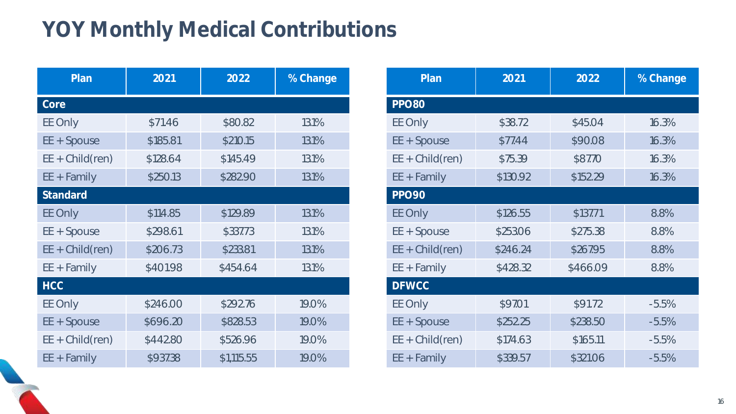# YOY Monthly Medical Contributions

| Plan | 2021 | 2022 | % Change |
|---|---|---|---|
| **Core** | | | |
| EE Only | $71.46 | $80.82 | 13.1% |
| EE + Spouse | $185.81 | $210.15 | 13.1% |
| EE + Child(ren) | $128.64 | $145.49 | 13.1% |
| EE + Family | $250.13 | $282.90 | 13.1% |
| **Standard** | | | |
| EE Only | $114.85 | $129.89 | 13.1% |
| EE + Spouse | $298.61 | $337.73 | 13.1% |
| EE + Child(ren) | $206.73 | $233.81 | 13.1% |
| EE + Family | $401.98 | $454.64 | 13.1% |
| **HCC** | | | |
| EE Only | $246.00 | $292.76 | 19.0% |
| EE + Spouse | $696.20 | $828.53 | 19.0% |
| EE + Child(ren) | $442.80 | $526.96 | 19.0% |
| EE + Family | $937.38 | $1,115.55 | 19.0% |

| Plan | 2021 | 2022 | % Change |
|---|---|---|---|
| **PPO80** | | | |
| EE Only | $38.72 | $45.04 | 16.3% |
| EE + Spouse | $77.44 | $90.08 | 16.3% |
| EE + Child(ren) | $75.39 | $87.70 | 16.3% |
| EE + Family | $130.92 | $152.29 | 16.3% |
| **PPO90** | | | |
| EE Only | $126.55 | $137.71 | 8.8% |
| EE + Spouse | $253.06 | $275.38 | 8.8% |
| EE + Child(ren) | $246.24 | $267.95 | 8.8% |
| EE + Family | $428.32 | $466.09 | 8.8% |
| **DFWCC** | | | |
| EE Only | $97.01 | $91.72 | -5.5% |
| EE + Spouse | $252.25 | $238.50 | -5.5% |
| EE + Child(ren) | $174.63 | $165.11 | -5.5% |
| EE + Family | $339.57 | $321.06 | -5.5% |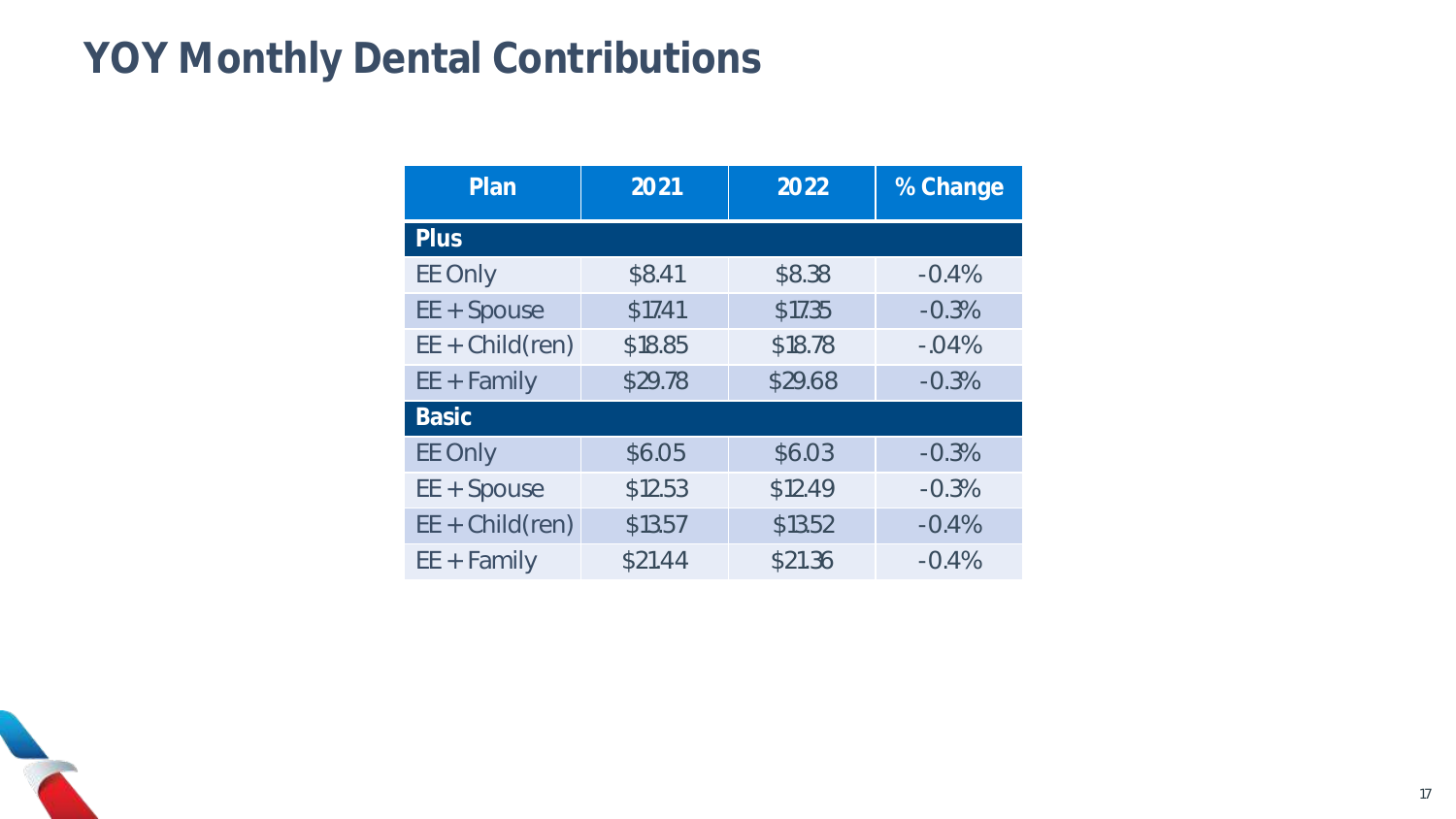# YOY Monthly Dental Contributions

| Plan | 2021 | 2022 | % Change |
|---|---|---|---|
| **Plus** | | | |
| EE Only | $8.41 | $8.38 | -0.4% |
| EE + Spouse | $17.41 | $17.35 | -0.3% |
| EE + Child(ren) | $18.85 | $18.78 | -.04% |
| EE + Family | $29.78 | $29.68 | -0.3% |
| **Basic** | | | |
| EE Only | $6.05 | $6.03 | -0.3% |
| EE + Spouse | $12.53 | $12.49 | -0.3% |
| EE + Child(ren) | $13.57 | $13.52 | -0.4% |
| EE + Family | $21.44 | $21.36 | -0.4% |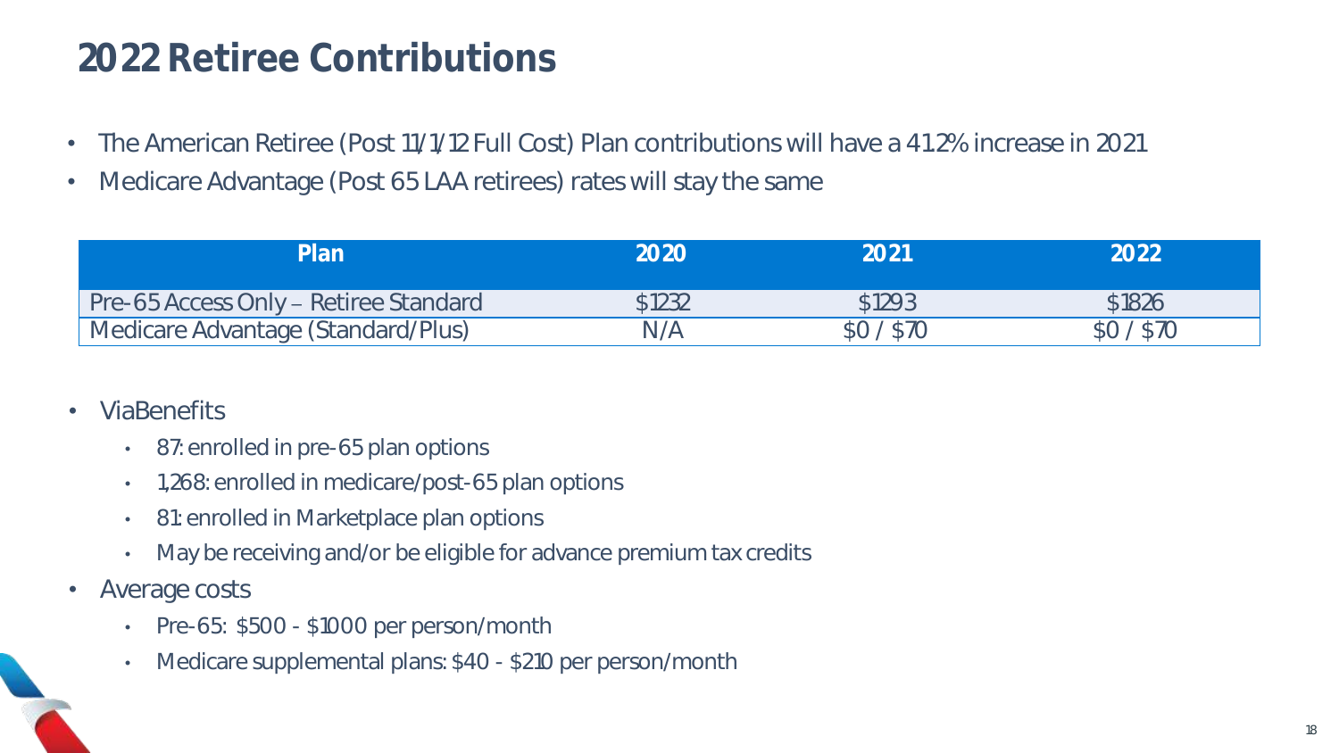# 2022 Retiree Contributions

- The American Retiree (Post 11/1/12 Full Cost) Plan contributions will have a 41.2% increase in 2021
- Medicare Advantage (Post 65 LAA retirees) rates will stay the same

| Plan | 2020 | 2021 | 2022 |
|---|---|---|---|
| Pre-65 Access Only – Retiree Standard | $1232 | $1293 | $1826 |
| Medicare Advantage (Standard/Plus) | N/A | $0 / $70 | $0 / $70 |

- ViaBenefits
  - 87: enrolled in pre-65 plan options
  - 1,268: enrolled in medicare/post-65 plan options
  - 81: enrolled in Marketplace plan options
  - May be receiving and/or be eligible for advance premium tax credits
- Average costs
  - Pre-65: $500 - $1000 per person/month
  - Medicare supplemental plans: $40 - $210 per person/month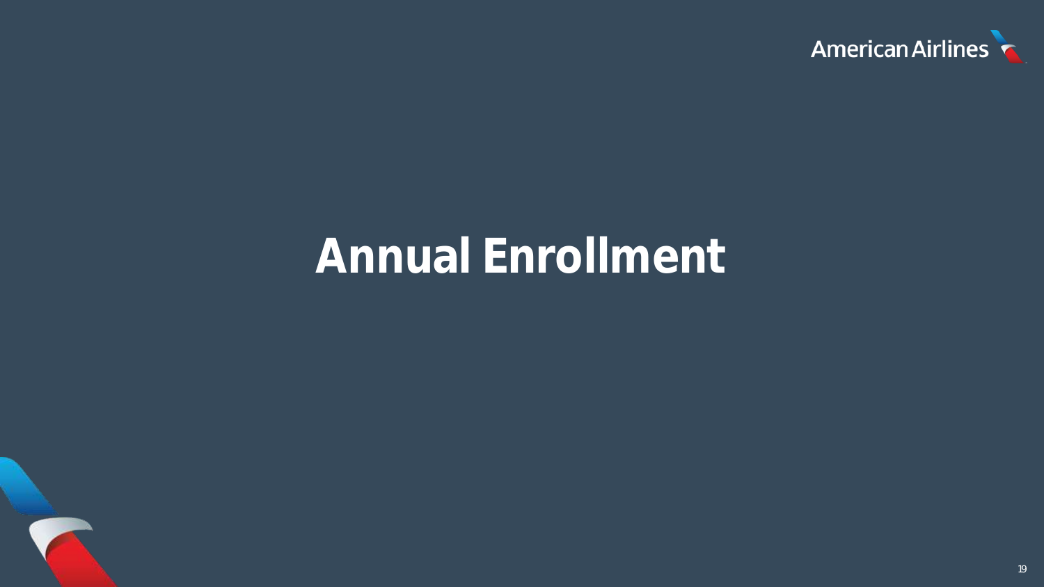# Annual Enrollment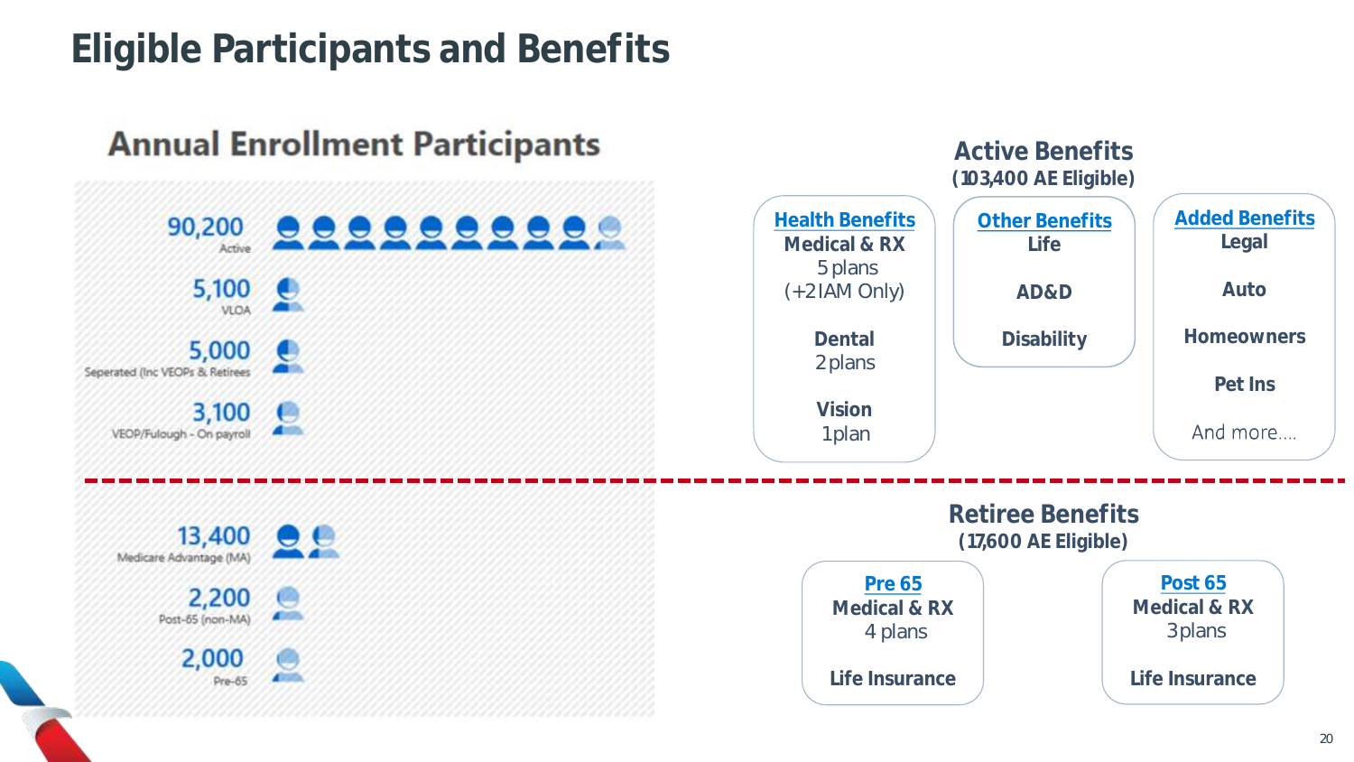# Eligible Participants and Benefits

## Annual Enrollment Participants

90,200
Active

5,100
VLOA

5,000
Seperated (Inc VEOPs & Retirees

3,100
VEOP/Fulough - On payroll

13,400
Medicare Advantage (MA)

2,200
Post-65 (non-MA)

2,000
Pre-65

## Active Benefits

(103,400 AE Eligible)

**Health Benefits**
**Medical & RX**
5 plans
(+2 IAM Only)

**Dental**
2 plans

**Vision**
1 plan

**Other Benefits**
**Life**

**AD&D**

**Disability**

**Added Benefits**
**Legal**

**Auto**

**Homeowners**

**Pet Ins**

And more….

## Retiree Benefits

(17,600 AE Eligible)

**Pre 65**
**Medical & RX**
4 plans

**Life Insurance**

**Post 65**
**Medical & RX**
3 plans

**Life Insurance**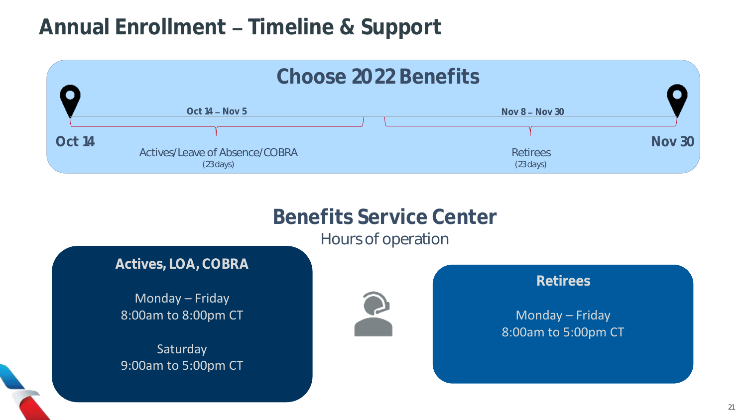# Annual Enrollment – Timeline & Support

## Choose 2022 Benefits

Oct 14

Oct 14 – Nov 5

Actives/Leave of Absence/COBRA
(23 days)

Nov 8 – Nov 30

Retirees
(23 days)

Nov 30

## Benefits Service Center

Hours of operation

### Actives, LOA, COBRA

Monday – Friday
8:00am to 8:00pm CT

Saturday
9:00am to 5:00pm CT

### Retirees

Monday – Friday
8:00am to 5:00pm CT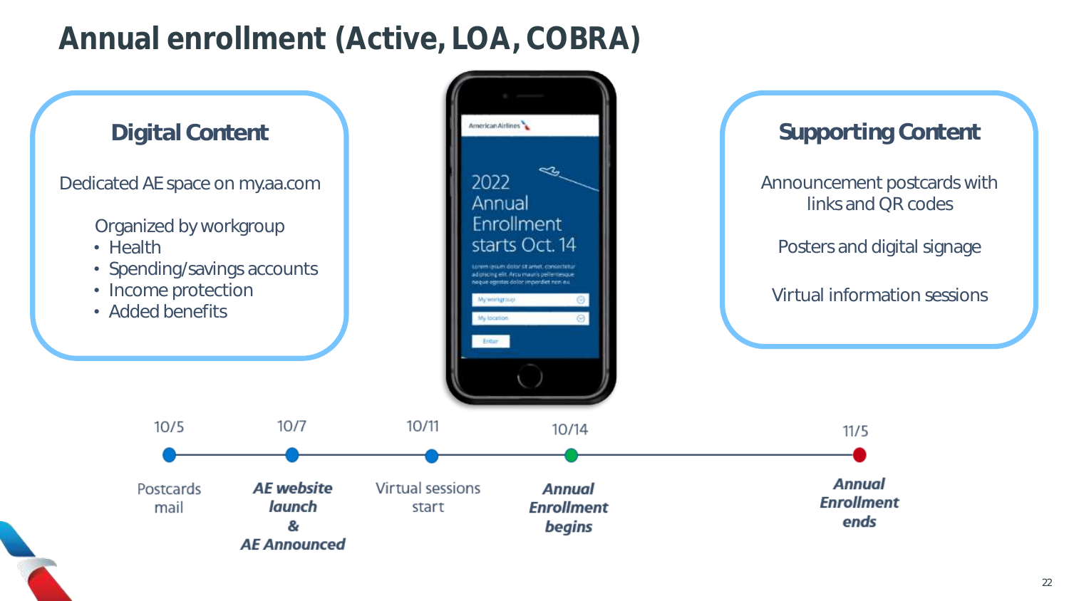# Annual enrollment (Active, LOA, COBRA)

## Digital Content

Dedicated AE space on my.aa.com

Organized by workgroup
- Health
- Spending/savings accounts
- Income protection
- Added benefits

American Airlines

2022 Annual Enrollment starts Oct. 14

Lorem ipsum dolor sit amet, consectetur adipiscing elit. Arcu mauris pellentesque neque egestas dolor imperdiet non eu.

My workgroup

My location

Enter

## Supporting Content

Announcement postcards with links and QR codes

Posters and digital signage

Virtual information sessions

10/5
Postcards mail

10/7
***AE website launch & AE Announced***

10/11
Virtual sessions start

10/14
***Annual Enrollment begins***

11/5
***Annual Enrollment ends***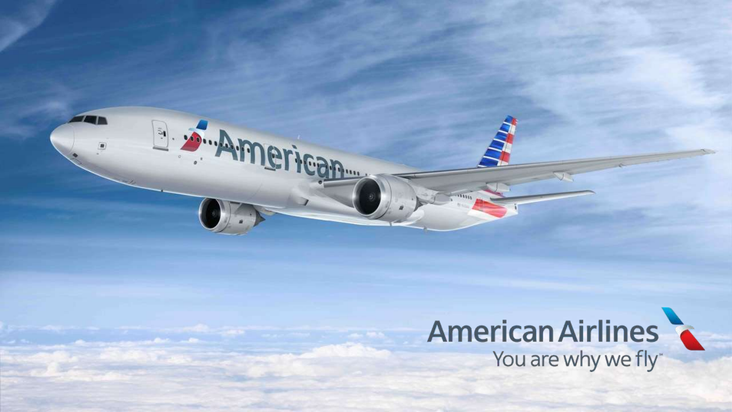American Airlines

You are why we fly℠